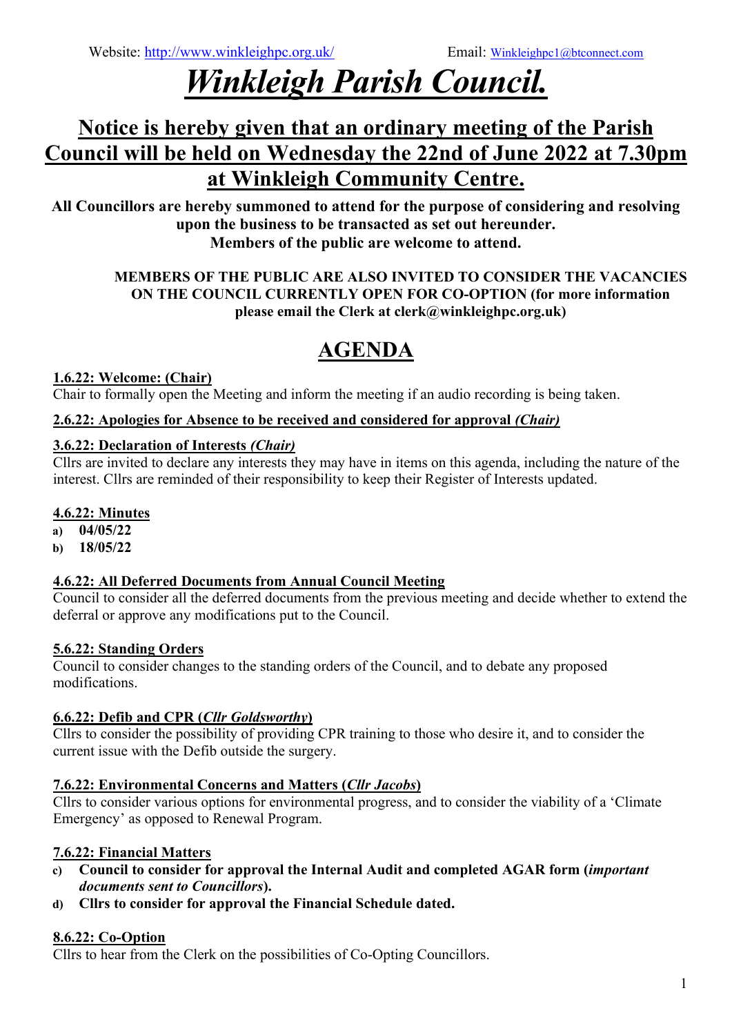Website: http://www.winkleighpc.org.uk/ Email: Winkleighpc1@btconnect.com

# *Winkleigh Parish Council.*

## Notice is hereby given that an ordinary meeting of the Parish Council will be held on Wednesday the 22nd of June 2022 at 7.30pm at Winkleigh Community Centre.

**All Councillors are hereby summoned to attend for the purpose of considering and resolving upon the business to be transacted as set out hereunder.**
**Members of the public are welcome to attend.**

**MEMBERS OF THE PUBLIC ARE ALSO INVITED TO CONSIDER THE VACANCIES ON THE COUNCIL CURRENTLY OPEN FOR CO-OPTION (for more information please email the Clerk at clerk@winkleighpc.org.uk)**

## AGENDA

**1.6.22: Welcome: (Chair)**
Chair to formally open the Meeting and inform the meeting if an audio recording is being taken.

**2.6.22: Apologies for Absence to be received and considered for approval *(Chair)***

**3.6.22: Declaration of Interests *(Chair)***
Cllrs are invited to declare any interests they may have in items on this agenda, including the nature of the interest. Cllrs are reminded of their responsibility to keep their Register of Interests updated.

**4.6.22: Minutes**

a) **04/05/22**
b) **18/05/22**

**4.6.22: All Deferred Documents from Annual Council Meeting**
Council to consider all the deferred documents from the previous meeting and decide whether to extend the deferral or approve any modifications put to the Council.

**5.6.22: Standing Orders**
Council to consider changes to the standing orders of the Council, and to debate any proposed modifications.

**6.6.22: Defib and CPR (*Cllr Goldsworthy*)**
Cllrs to consider the possibility of providing CPR training to those who desire it, and to consider the current issue with the Defib outside the surgery.

**7.6.22: Environmental Concerns and Matters (*Cllr Jacobs*)**
Cllrs to consider various options for environmental progress, and to consider the viability of a 'Climate Emergency' as opposed to Renewal Program.

**7.6.22: Financial Matters**

c) **Council to consider for approval the Internal Audit and completed AGAR form (*important documents sent to Councillors*).**
d) **Cllrs to consider for approval the Financial Schedule dated.**

**8.6.22: Co-Option**
Cllrs to hear from the Clerk on the possibilities of Co-Opting Councillors.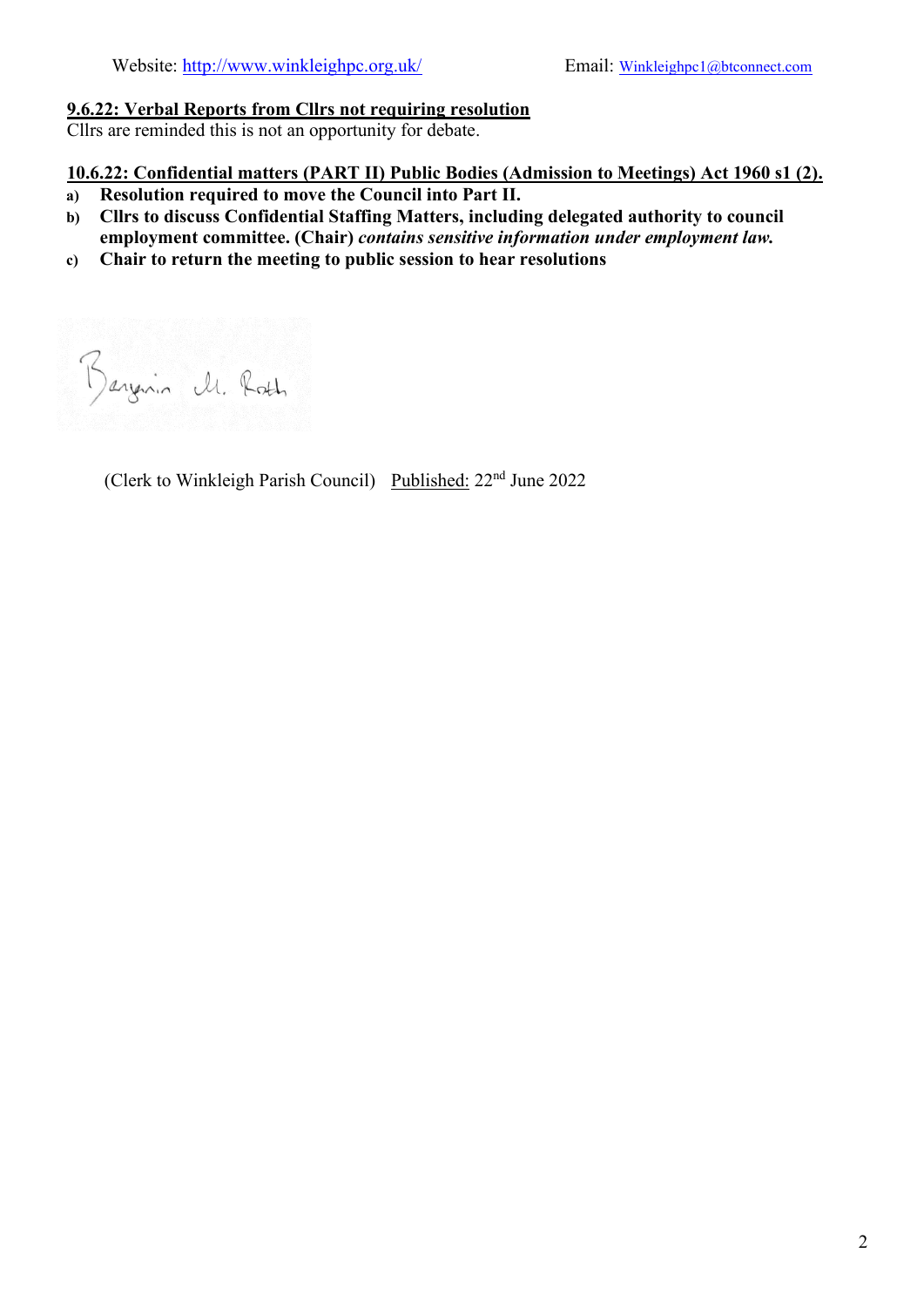Website: http://www.winkleighpc.org.uk/ Email: Winkleighpc1@btconnect.com

**9.6.22: Verbal Reports from Cllrs not requiring resolution**

Cllrs are reminded this is not an opportunity for debate.

**10.6.22: Confidential matters (PART II) Public Bodies (Admission to Meetings) Act 1960 s1 (2).**

- **a) Resolution required to move the Council into Part II.**
- **b) Cllrs to discuss Confidential Staffing Matters, including delegated authority to council employment committee. (Chair)** ***contains sensitive information under employment law.***
- **c) Chair to return the meeting to public session to hear resolutions**

Benjamin M. Roth

(Clerk to Winkleigh Parish Council) Published: 22nd June 2022